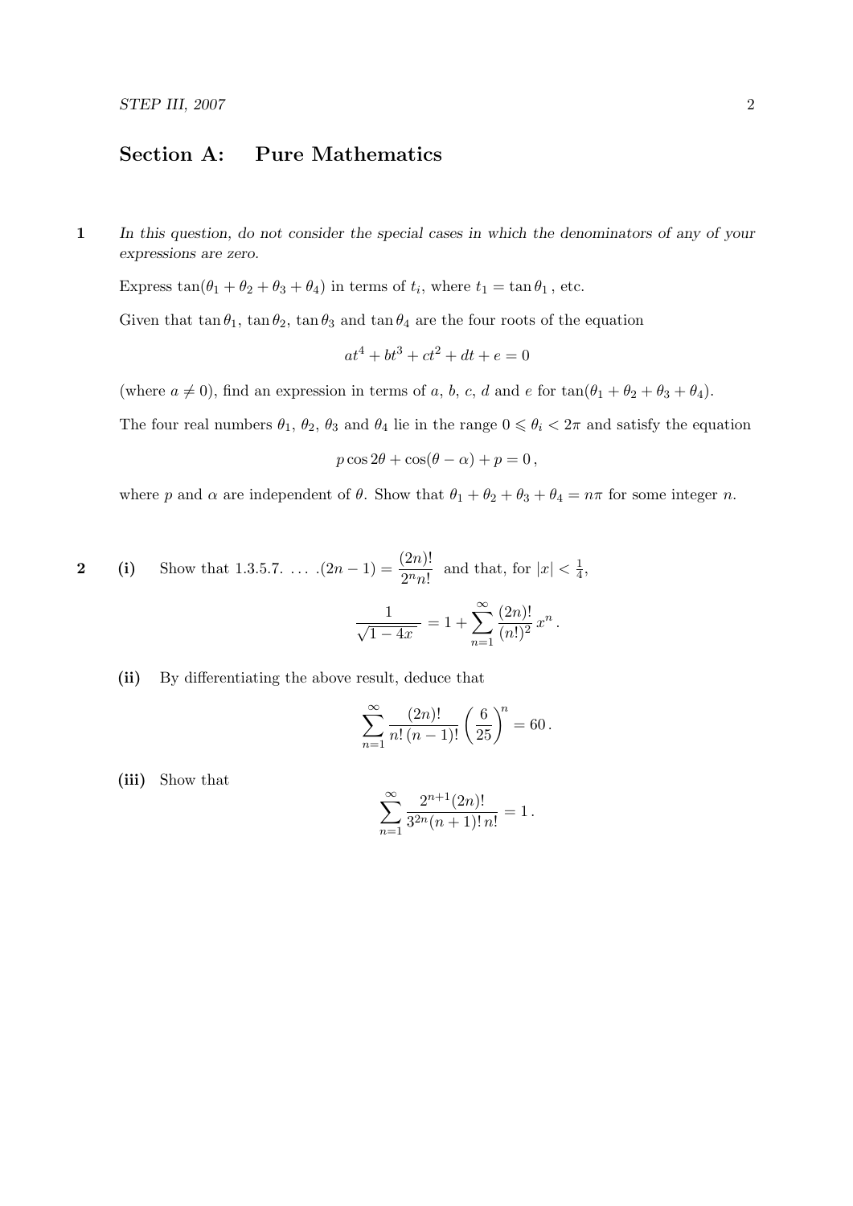## Section A: Pure Mathematics

**1** *In this question, do not consider the special cases in which the denominators of any of your expressions are zero.*

Express $\tan(\theta_1 + \theta_2 + \theta_3 + \theta_4)$ in terms of $t_i$, where $t_1 = \tan\theta_1$, etc.

Given that $\tan\theta_1$, $\tan\theta_2$, $\tan\theta_3$ and $\tan\theta_4$ are the four roots of the equation

$$at^4 + bt^3 + ct^2 + dt + e = 0$$

(where $a \neq 0$), find an expression in terms of $a$, $b$, $c$, $d$ and $e$ for $\tan(\theta_1 + \theta_2 + \theta_3 + \theta_4)$.

The four real numbers $\theta_1$, $\theta_2$, $\theta_3$ and $\theta_4$ lie in the range $0 \leqslant \theta_i < 2\pi$ and satisfy the equation

$$p\cos 2\theta + \cos(\theta - \alpha) + p = 0\,,$$

where $p$ and $\alpha$ are independent of $\theta$. Show that $\theta_1 + \theta_2 + \theta_3 + \theta_4 = n\pi$ for some integer $n$.

**2** **(i)** Show that $1.3.5.7.\;\ldots\;.(2n-1) = \dfrac{(2n)!}{2^n n!}$ and that, for $|x| < \frac{1}{4}$,

$$\frac{1}{\sqrt{1-4x}} = 1 + \sum_{n=1}^{\infty} \frac{(2n)!}{(n!)^2}\, x^n\,.$$

**(ii)** By differentiating the above result, deduce that

$$\sum_{n=1}^{\infty} \frac{(2n)!}{n!\,(n-1)!} \left(\frac{6}{25}\right)^n = 60\,.$$

**(iii)** Show that

$$\sum_{n=1}^{\infty} \frac{2^{n+1}(2n)!}{3^{2n}(n+1)!\,n!} = 1\,.$$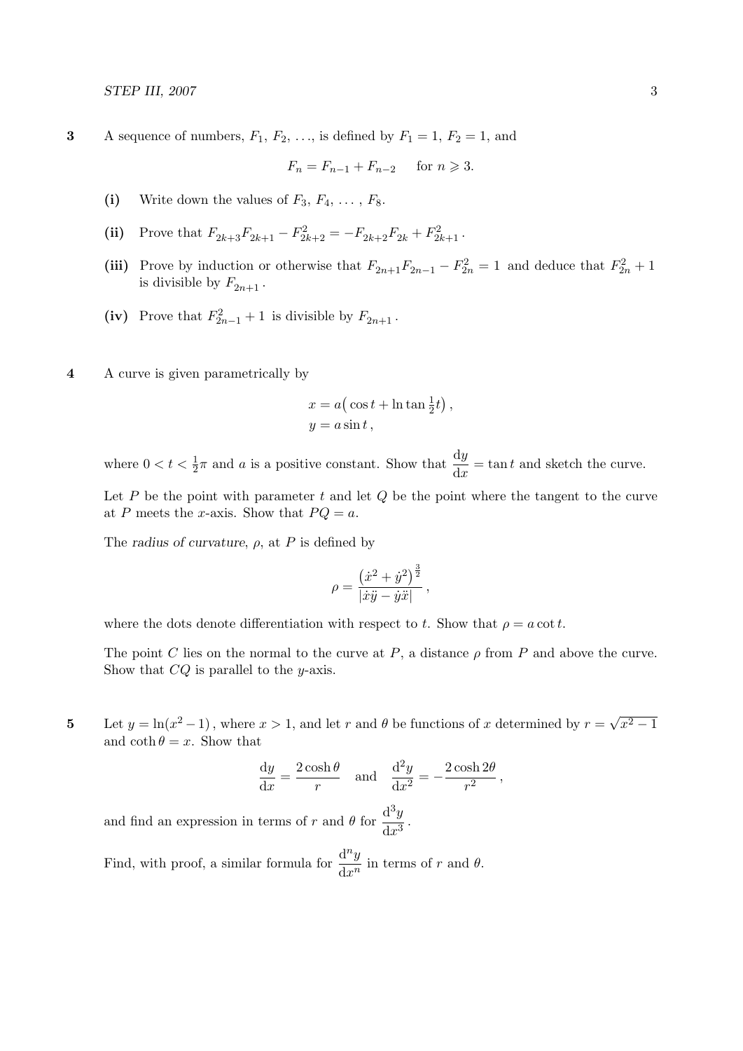**3** A sequence of numbers, $F_1$, $F_2$, ..., is defined by $F_1 = 1$, $F_2 = 1$, and

$$F_n = F_{n-1} + F_{n-2} \qquad \text{for } n \geqslant 3.$$

**(i)** Write down the values of $F_3$, $F_4$, ..., $F_8$.

**(ii)** Prove that $F_{2k+3}F_{2k+1} - F_{2k+2}^2 = -F_{2k+2}F_{2k} + F_{2k+1}^2$.

**(iii)** Prove by induction or otherwise that $F_{2n+1}F_{2n-1} - F_{2n}^2 = 1$ and deduce that $F_{2n}^2 + 1$ is divisible by $F_{2n+1}$.

**(iv)** Prove that $F_{2n-1}^2 + 1$ is divisible by $F_{2n+1}$.

**4** A curve is given parametrically by

$$x = a\big(\cos t + \ln\tan\tfrac{1}{2}t\big)\,,$$
$$y = a\sin t\,,$$

where $0 < t < \frac{1}{2}\pi$ and $a$ is a positive constant. Show that $\dfrac{\mathrm{d}y}{\mathrm{d}x} = \tan t$ and sketch the curve.

Let $P$ be the point with parameter $t$ and let $Q$ be the point where the tangent to the curve at $P$ meets the $x$-axis. Show that $PQ = a$.

The *radius of curvature*, $\rho$, at $P$ is defined by

$$\rho = \frac{\big(\dot{x}^2 + \dot{y}^2\big)^{\frac{3}{2}}}{|\dot{x}\ddot{y} - \dot{y}\ddot{x}|}\,,$$

where the dots denote differentiation with respect to $t$. Show that $\rho = a\cot t$.

The point $C$ lies on the normal to the curve at $P$, a distance $\rho$ from $P$ and above the curve. Show that $CQ$ is parallel to the $y$-axis.

**5** Let $y = \ln(x^2 - 1)$, where $x > 1$, and let $r$ and $\theta$ be functions of $x$ determined by $r = \sqrt{x^2 - 1}$ and $\coth\theta = x$. Show that

$$\frac{\mathrm{d}y}{\mathrm{d}x} = \frac{2\cosh\theta}{r} \quad \text{and} \quad \frac{\mathrm{d}^2y}{\mathrm{d}x^2} = -\frac{2\cosh 2\theta}{r^2}\,,$$

and find an expression in terms of $r$ and $\theta$ for $\dfrac{\mathrm{d}^3y}{\mathrm{d}x^3}$.

Find, with proof, a similar formula for $\dfrac{\mathrm{d}^ny}{\mathrm{d}x^n}$ in terms of $r$ and $\theta$.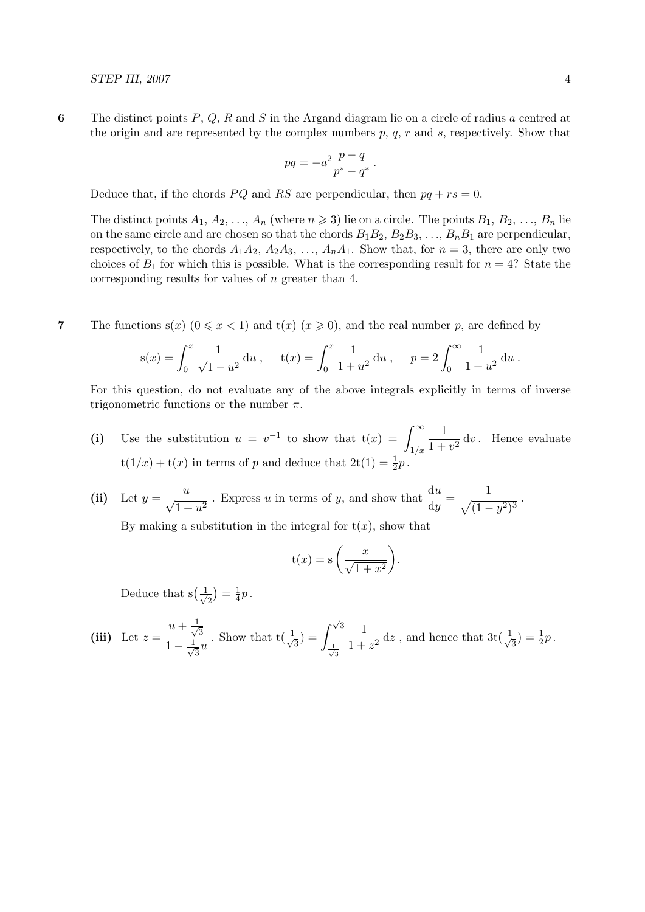**6** The distinct points $P$, $Q$, $R$ and $S$ in the Argand diagram lie on a circle of radius $a$ centred at the origin and are represented by the complex numbers $p$, $q$, $r$ and $s$, respectively. Show that

$$pq = -a^2 \frac{p-q}{p^* - q^*}.$$

Deduce that, if the chords $PQ$ and $RS$ are perpendicular, then $pq + rs = 0$.

The distinct points $A_1, A_2, \ldots, A_n$ (where $n \geqslant 3$) lie on a circle. The points $B_1, B_2, \ldots, B_n$ lie on the same circle and are chosen so that the chords $B_1B_2, B_2B_3, \ldots, B_nB_1$ are perpendicular, respectively, to the chords $A_1A_2, A_2A_3, \ldots, A_nA_1$. Show that, for $n = 3$, there are only two choices of $B_1$ for which this is possible. What is the corresponding result for $n = 4$? State the corresponding results for values of $n$ greater than 4.

**7** The functions $\mathrm{s}(x)$ $(0 \leqslant x < 1)$ and $\mathrm{t}(x)$ $(x \geqslant 0)$, and the real number $p$, are defined by

$$\mathrm{s}(x) = \int_0^x \frac{1}{\sqrt{1-u^2}}\,\mathrm{d}u\,, \quad \mathrm{t}(x) = \int_0^x \frac{1}{1+u^2}\,\mathrm{d}u\,, \quad p = 2\int_0^\infty \frac{1}{1+u^2}\,\mathrm{d}u\,.$$

For this question, do not evaluate any of the above integrals explicitly in terms of inverse trigonometric functions or the number $\pi$.

**(i)** Use the substitution $u = v^{-1}$ to show that $\mathrm{t}(x) = \displaystyle\int_{1/x}^\infty \frac{1}{1+v^2}\,\mathrm{d}v$. Hence evaluate $\mathrm{t}(1/x) + \mathrm{t}(x)$ in terms of $p$ and deduce that $2\mathrm{t}(1) = \frac{1}{2}p$.

**(ii)** Let $y = \dfrac{u}{\sqrt{1+u^2}}$. Express $u$ in terms of $y$, and show that $\dfrac{\mathrm{d}u}{\mathrm{d}y} = \dfrac{1}{\sqrt{(1-y^2)^3}}$.

By making a substitution in the integral for $\mathrm{t}(x)$, show that

$$\mathrm{t}(x) = \mathrm{s}\left(\frac{x}{\sqrt{1+x^2}}\right).$$

Deduce that $\mathrm{s}\big(\frac{1}{\sqrt{2}}\big) = \frac{1}{4}p$.

**(iii)** Let $z = \dfrac{u + \frac{1}{\sqrt{3}}}{1 - \frac{1}{\sqrt{3}}u}$. Show that $\mathrm{t}\big(\frac{1}{\sqrt{3}}\big) = \displaystyle\int_{\frac{1}{\sqrt{3}}}^{\sqrt{3}} \frac{1}{1+z^2}\,\mathrm{d}z$, and hence that $3\mathrm{t}\big(\frac{1}{\sqrt{3}}\big) = \frac{1}{2}p$.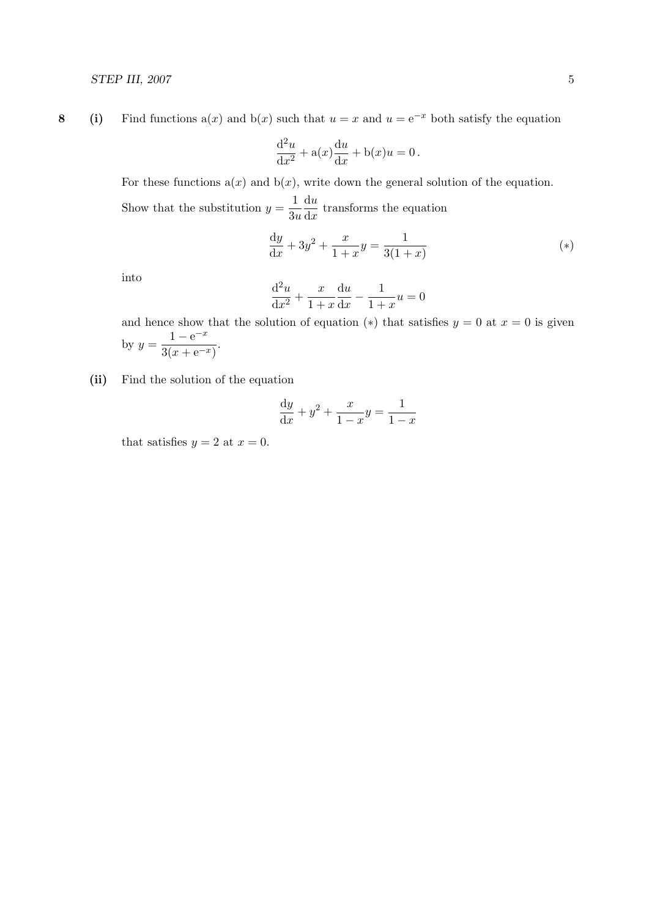**8** **(i)** Find functions $\mathrm{a}(x)$ and $\mathrm{b}(x)$ such that $u = x$ and $u = \mathrm{e}^{-x}$ both satisfy the equation

$$\frac{\mathrm{d}^2u}{\mathrm{d}x^2} + \mathrm{a}(x)\frac{\mathrm{d}u}{\mathrm{d}x} + \mathrm{b}(x)u = 0\,.$$

For these functions $\mathrm{a}(x)$ and $\mathrm{b}(x)$, write down the general solution of the equation.

Show that the substitution $y = \dfrac{1}{3u}\dfrac{\mathrm{d}u}{\mathrm{d}x}$ transforms the equation

$$\frac{\mathrm{d}y}{\mathrm{d}x} + 3y^2 + \frac{x}{1+x}y = \frac{1}{3(1+x)} \qquad (*)$$

into

$$\frac{\mathrm{d}^2u}{\mathrm{d}x^2} + \frac{x}{1+x}\frac{\mathrm{d}u}{\mathrm{d}x} - \frac{1}{1+x}u = 0$$

and hence show that the solution of equation $(*)$ that satisfies $y = 0$ at $x = 0$ is given by $y = \dfrac{1 - \mathrm{e}^{-x}}{3(x + \mathrm{e}^{-x})}$.

**(ii)** Find the solution of the equation

$$\frac{\mathrm{d}y}{\mathrm{d}x} + y^2 + \frac{x}{1-x}y = \frac{1}{1-x}$$

that satisfies $y = 2$ at $x = 0$.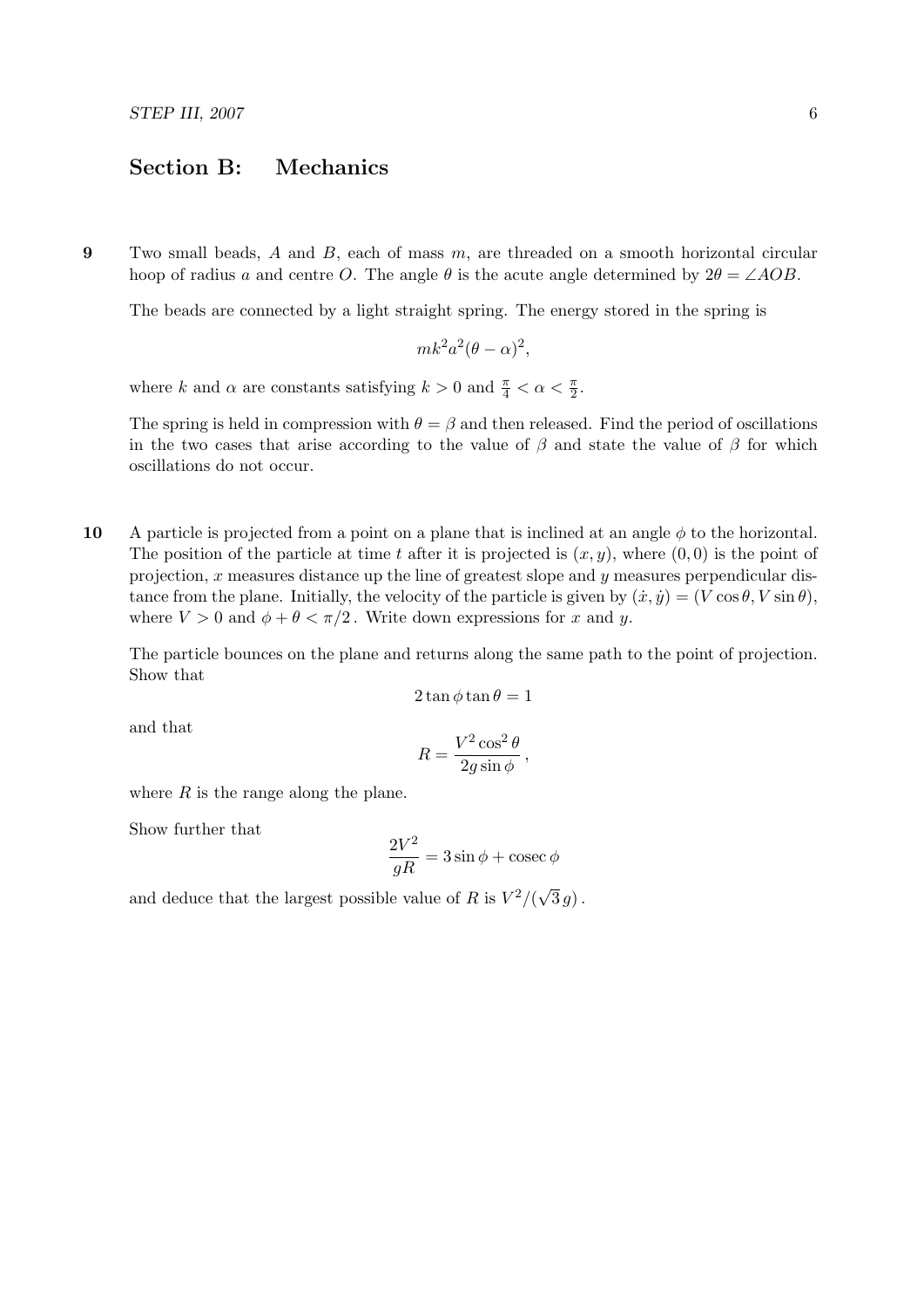## Section B: Mechanics

**9** Two small beads, $A$ and $B$, each of mass $m$, are threaded on a smooth horizontal circular hoop of radius $a$ and centre $O$. The angle $\theta$ is the acute angle determined by $2\theta = \angle AOB$.

The beads are connected by a light straight spring. The energy stored in the spring is

$$mk^2a^2(\theta - \alpha)^2,$$

where $k$ and $\alpha$ are constants satisfying $k > 0$ and $\frac{\pi}{4} < \alpha < \frac{\pi}{2}$.

The spring is held in compression with $\theta = \beta$ and then released. Find the period of oscillations in the two cases that arise according to the value of $\beta$ and state the value of $\beta$ for which oscillations do not occur.

**10** A particle is projected from a point on a plane that is inclined at an angle $\phi$ to the horizontal. The position of the particle at time $t$ after it is projected is $(x, y)$, where $(0, 0)$ is the point of projection, $x$ measures distance up the line of greatest slope and $y$ measures perpendicular distance from the plane. Initially, the velocity of the particle is given by $(\dot{x}, \dot{y}) = (V\cos\theta, V\sin\theta)$, where $V > 0$ and $\phi + \theta < \pi/2$. Write down expressions for $x$ and $y$.

The particle bounces on the plane and returns along the same path to the point of projection. Show that

$$2\tan\phi\tan\theta = 1$$

and that

$$R = \frac{V^2\cos^2\theta}{2g\sin\phi}\,,$$

where $R$ is the range along the plane.

Show further that

$$\frac{2V^2}{gR} = 3\sin\phi + \operatorname{cosec}\phi$$

and deduce that the largest possible value of $R$ is $V^2/(\sqrt{3}\,g)$.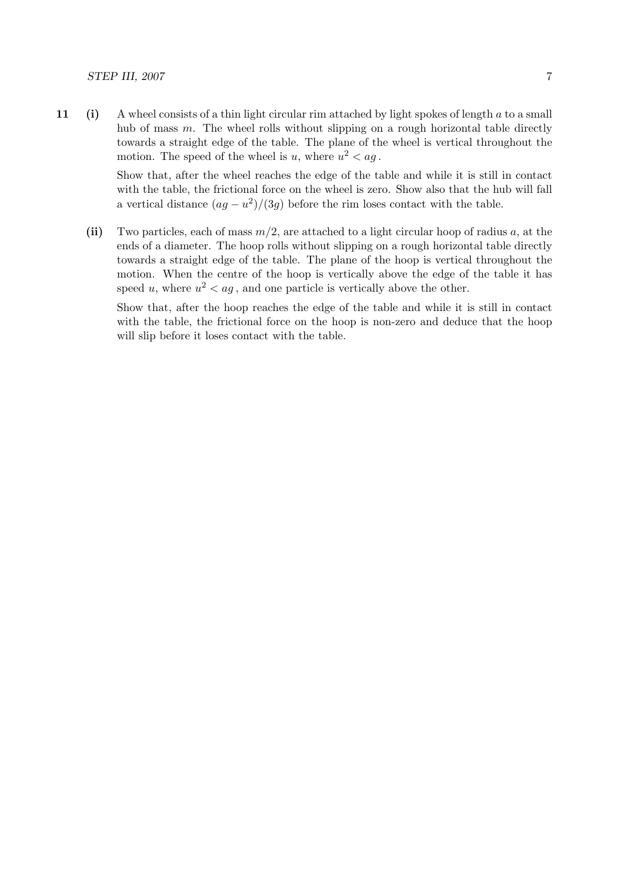**11** **(i)** A wheel consists of a thin light circular rim attached by light spokes of length $a$ to a small hub of mass $m$. The wheel rolls without slipping on a rough horizontal table directly towards a straight edge of the table. The plane of the wheel is vertical throughout the motion. The speed of the wheel is $u$, where $u^2 < ag$.

Show that, after the wheel reaches the edge of the table and while it is still in contact with the table, the frictional force on the wheel is zero. Show also that the hub will fall a vertical distance $(ag - u^2)/(3g)$ before the rim loses contact with the table.

**(ii)** Two particles, each of mass $m/2$, are attached to a light circular hoop of radius $a$, at the ends of a diameter. The hoop rolls without slipping on a rough horizontal table directly towards a straight edge of the table. The plane of the hoop is vertical throughout the motion. When the centre of the hoop is vertically above the edge of the table it has speed $u$, where $u^2 < ag$, and one particle is vertically above the other.

Show that, after the hoop reaches the edge of the table and while it is still in contact with the table, the frictional force on the hoop is non-zero and deduce that the hoop will slip before it loses contact with the table.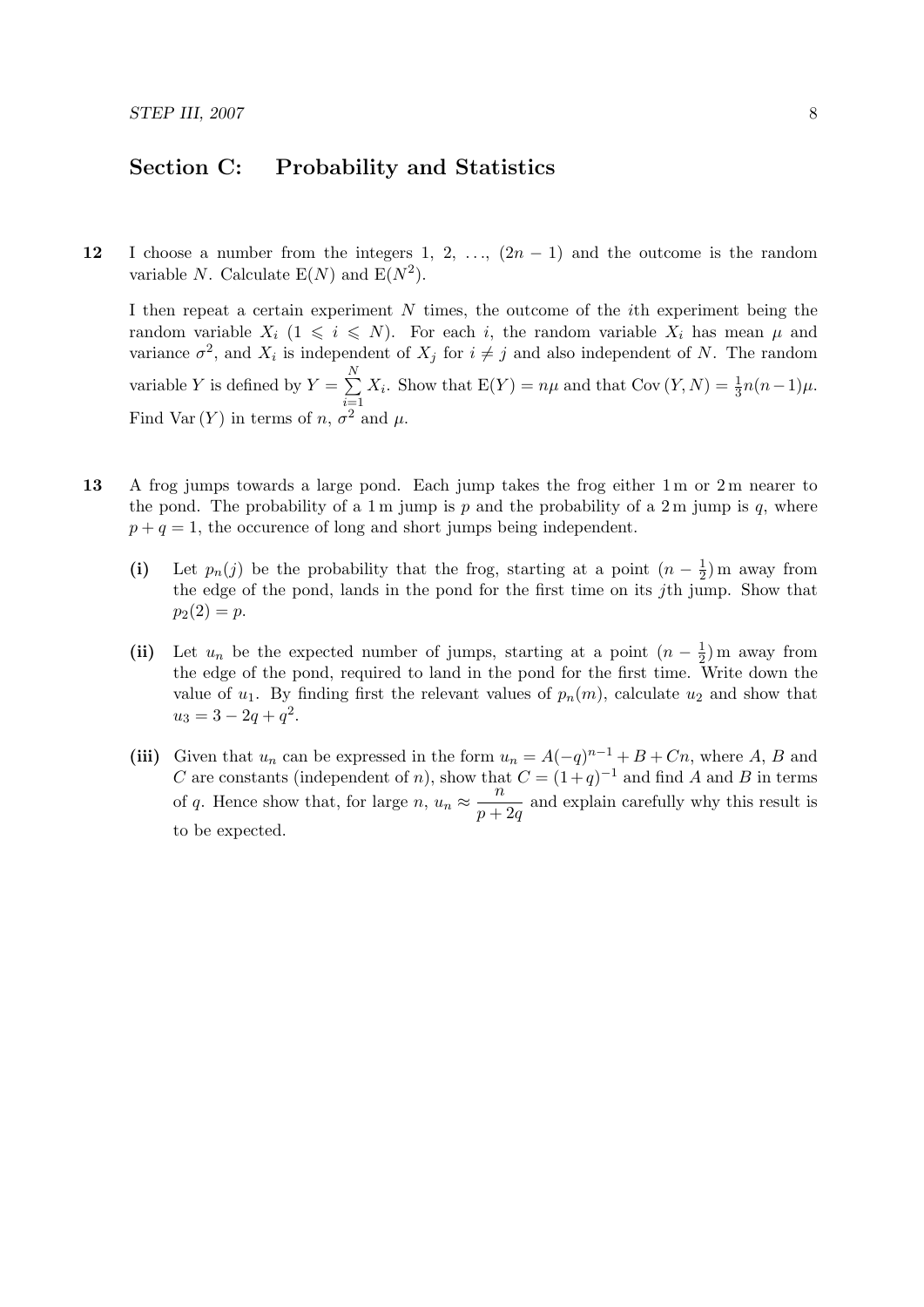## Section C: Probability and Statistics

**12** I choose a number from the integers 1, 2, ..., $(2n-1)$ and the outcome is the random variable $N$. Calculate $\mathrm{E}(N)$ and $\mathrm{E}(N^2)$.

I then repeat a certain experiment $N$ times, the outcome of the $i$th experiment being the random variable $X_i$ $(1 \leqslant i \leqslant N)$. For each $i$, the random variable $X_i$ has mean $\mu$ and variance $\sigma^2$, and $X_i$ is independent of $X_j$ for $i \neq j$ and also independent of $N$. The random variable $Y$ is defined by $Y = \sum_{i=1}^{N} X_i$. Show that $\mathrm{E}(Y) = n\mu$ and that $\mathrm{Cov}(Y, N) = \frac{1}{3}n(n-1)\mu$. Find $\mathrm{Var}(Y)$ in terms of $n$, $\sigma^2$ and $\mu$.

**13** A frog jumps towards a large pond. Each jump takes the frog either 1 m or 2 m nearer to the pond. The probability of a 1 m jump is $p$ and the probability of a 2 m jump is $q$, where $p + q = 1$, the occurence of long and short jumps being independent.

**(i)** Let $p_n(j)$ be the probability that the frog, starting at a point $(n - \frac{1}{2})$ m away from the edge of the pond, lands in the pond for the first time on its $j$th jump. Show that $p_2(2) = p$.

**(ii)** Let $u_n$ be the expected number of jumps, starting at a point $(n - \frac{1}{2})$ m away from the edge of the pond, required to land in the pond for the first time. Write down the value of $u_1$. By finding first the relevant values of $p_n(m)$, calculate $u_2$ and show that $u_3 = 3 - 2q + q^2$.

**(iii)** Given that $u_n$ can be expressed in the form $u_n = A(-q)^{n-1} + B + Cn$, where $A$, $B$ and $C$ are constants (independent of $n$), show that $C = (1+q)^{-1}$ and find $A$ and $B$ in terms of $q$. Hence show that, for large $n$, $u_n \approx \dfrac{n}{p+2q}$ and explain carefully why this result is to be expected.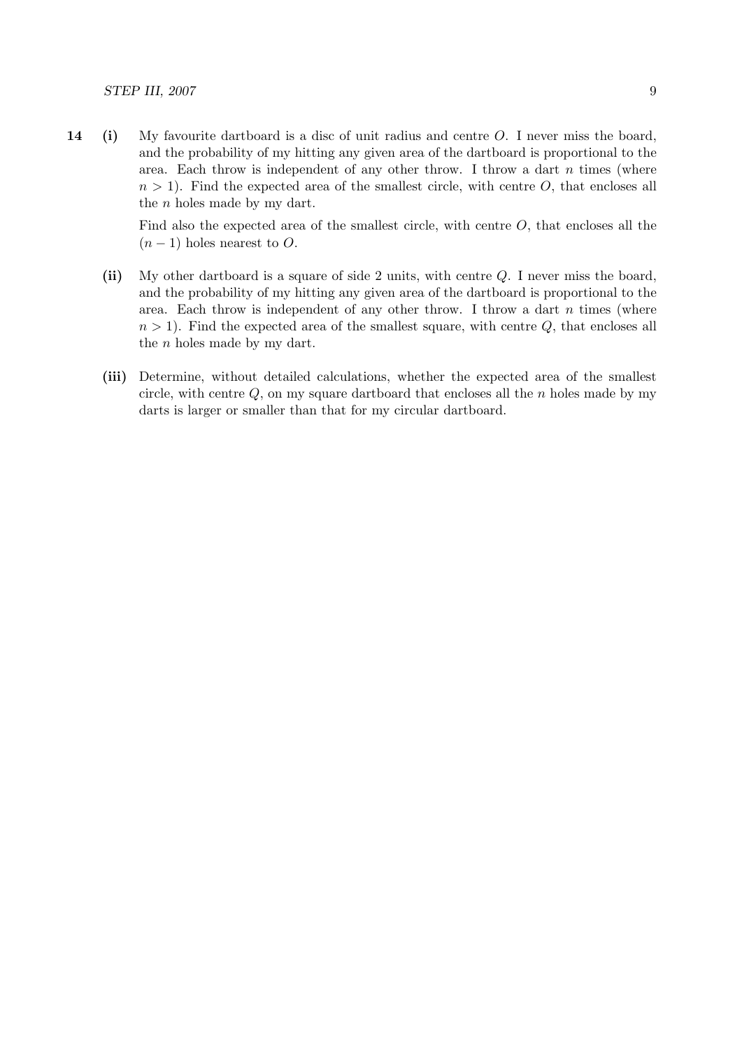**14** **(i)** My favourite dartboard is a disc of unit radius and centre $O$. I never miss the board, and the probability of my hitting any given area of the dartboard is proportional to the area. Each throw is independent of any other throw. I throw a dart $n$ times (where $n > 1$). Find the expected area of the smallest circle, with centre $O$, that encloses all the $n$ holes made by my dart.

Find also the expected area of the smallest circle, with centre $O$, that encloses all the $(n-1)$ holes nearest to $O$.

**(ii)** My other dartboard is a square of side 2 units, with centre $Q$. I never miss the board, and the probability of my hitting any given area of the dartboard is proportional to the area. Each throw is independent of any other throw. I throw a dart $n$ times (where $n > 1$). Find the expected area of the smallest square, with centre $Q$, that encloses all the $n$ holes made by my dart.

**(iii)** Determine, without detailed calculations, whether the expected area of the smallest circle, with centre $Q$, on my square dartboard that encloses all the $n$ holes made by my darts is larger or smaller than that for my circular dartboard.